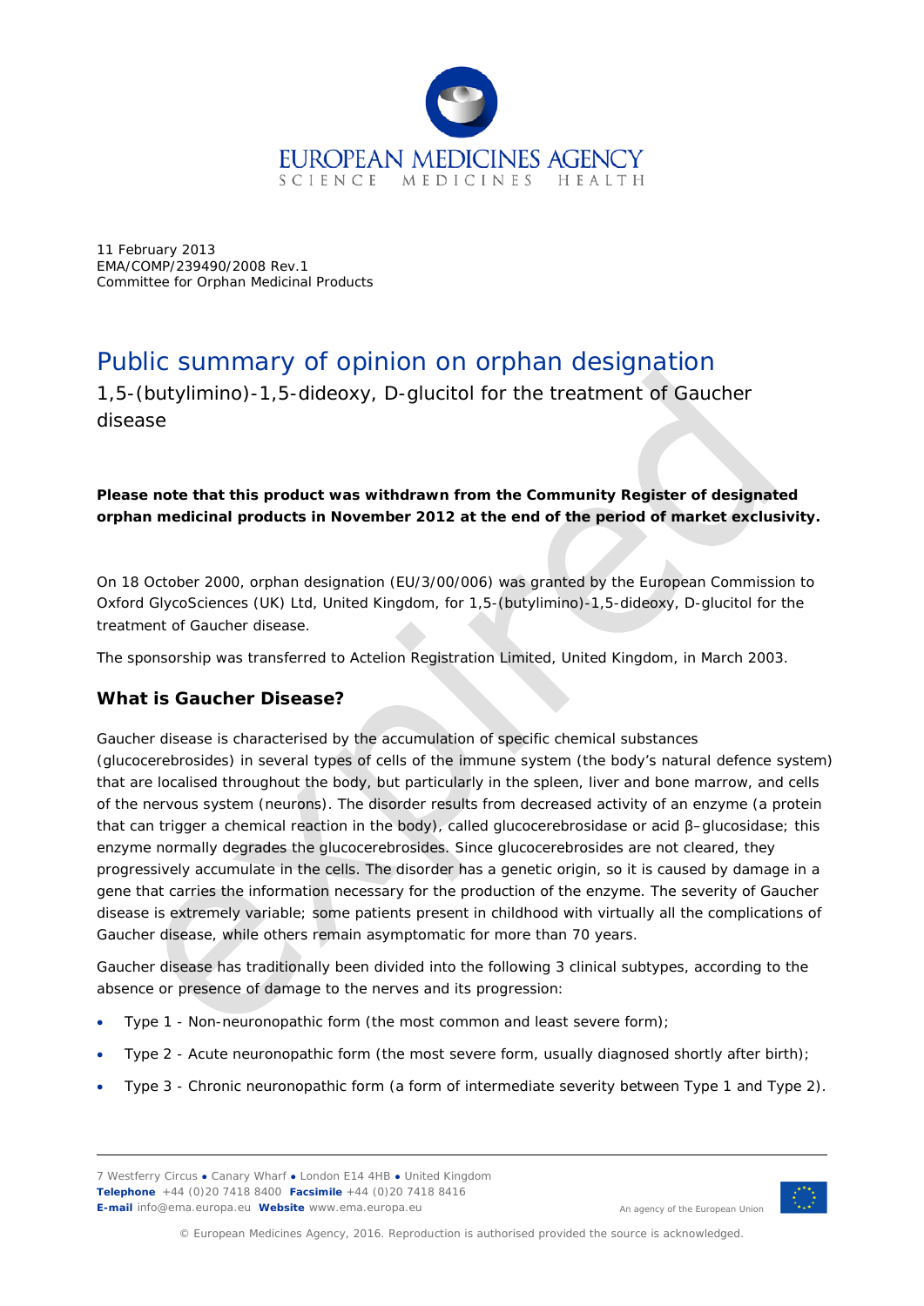11 February 2013
EMA/COMP/239490/2008 Rev.1
Committee for Orphan Medicinal Products

# Public summary of opinion on orphan designation

1,5-(butylimino)-1,5-dideoxy, D-glucitol for the treatment of Gaucher disease

**Please note that this product was withdrawn from the Community Register of designated orphan medicinal products in November 2012 at the end of the period of market exclusivity.**

On 18 October 2000, orphan designation (EU/3/00/006) was granted by the European Commission to Oxford GlycoSciences (UK) Ltd, United Kingdom, for 1,5-(butylimino)-1,5-dideoxy, D-glucitol for the treatment of Gaucher disease.

The sponsorship was transferred to Actelion Registration Limited, United Kingdom, in March 2003.

## What is Gaucher Disease?

Gaucher disease is characterised by the accumulation of specific chemical substances (glucocerebrosides) in several types of cells of the immune system (the body's natural defence system) that are localised throughout the body, but particularly in the spleen, liver and bone marrow, and cells of the nervous system (neurons). The disorder results from decreased activity of an enzyme (a protein that can trigger a chemical reaction in the body), called glucocerebrosidase or acid β–glucosidase; this enzyme normally degrades the glucocerebrosides. Since glucocerebrosides are not cleared, they progressively accumulate in the cells. The disorder has a genetic origin, so it is caused by damage in a gene that carries the information necessary for the production of the enzyme. The severity of Gaucher disease is extremely variable; some patients present in childhood with virtually all the complications of Gaucher disease, while others remain asymptomatic for more than 70 years.

Gaucher disease has traditionally been divided into the following 3 clinical subtypes, according to the absence or presence of damage to the nerves and its progression:

- Type 1 - Non-neuronopathic form (the most common and least severe form);
- Type 2 - Acute neuronopathic form (the most severe form, usually diagnosed shortly after birth);
- Type 3 - Chronic neuronopathic form (a form of intermediate severity between Type 1 and Type 2).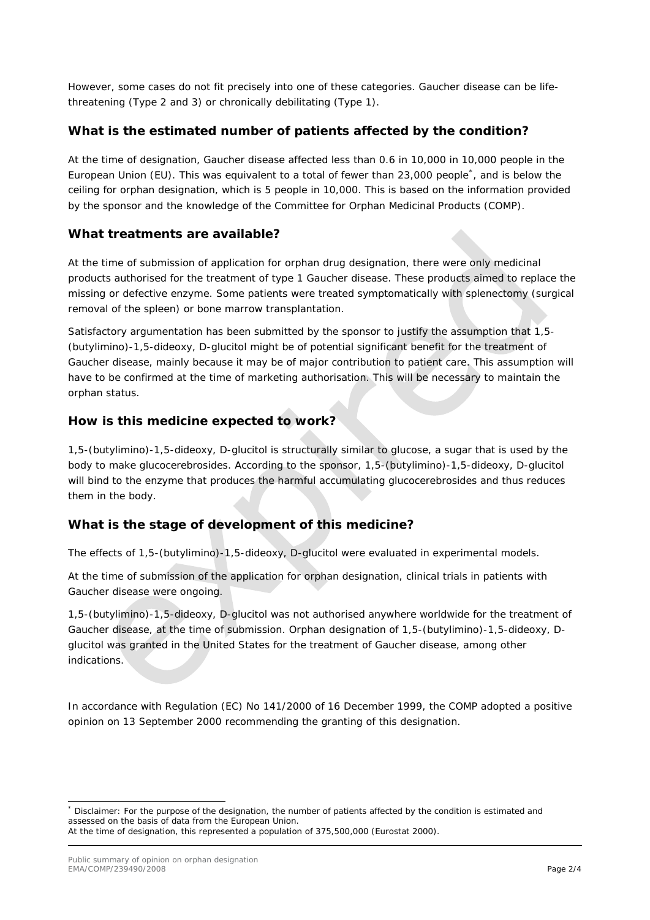However, some cases do not fit precisely into one of these categories. Gaucher disease can be life-threatening (Type 2 and 3) or chronically debilitating (Type 1).

## What is the estimated number of patients affected by the condition?

At the time of designation, Gaucher disease affected less than 0.6 in 10,000 in 10,000 people in the European Union (EU). This was equivalent to a total of fewer than 23,000 people*, and is below the ceiling for orphan designation, which is 5 people in 10,000. This is based on the information provided by the sponsor and the knowledge of the Committee for Orphan Medicinal Products (COMP).

## What treatments are available?

At the time of submission of application for orphan drug designation, there were only medicinal products authorised for the treatment of type 1 Gaucher disease. These products aimed to replace the missing or defective enzyme. Some patients were treated symptomatically with splenectomy (surgical removal of the spleen) or bone marrow transplantation.

Satisfactory argumentation has been submitted by the sponsor to justify the assumption that 1,5-(butylimino)-1,5-dideoxy, D-glucitol might be of potential significant benefit for the treatment of Gaucher disease, mainly because it may be of major contribution to patient care. This assumption will have to be confirmed at the time of marketing authorisation. This will be necessary to maintain the orphan status.

## How is this medicine expected to work?

1,5-(butylimino)-1,5-dideoxy, D-glucitol is structurally similar to glucose, a sugar that is used by the body to make glucocerebrosides. According to the sponsor, 1,5-(butylimino)-1,5-dideoxy, D-glucitol will bind to the enzyme that produces the harmful accumulating glucocerebrosides and thus reduces them in the body.

## What is the stage of development of this medicine?

The effects of 1,5-(butylimino)-1,5-dideoxy, D-glucitol were evaluated in experimental models.

At the time of submission of the application for orphan designation, clinical trials in patients with Gaucher disease were ongoing.

1,5-(butylimino)-1,5-dideoxy, D-glucitol was not authorised anywhere worldwide for the treatment of Gaucher disease, at the time of submission. Orphan designation of 1,5-(butylimino)-1,5-dideoxy, D-glucitol was granted in the United States for the treatment of Gaucher disease, among other indications.

In accordance with Regulation (EC) No 141/2000 of 16 December 1999, the COMP adopted a positive opinion on 13 September 2000 recommending the granting of this designation.

---

* Disclaimer: For the purpose of the designation, the number of patients affected by the condition is estimated and assessed on the basis of data from the European Union.
At the time of designation, this represented a population of 375,500,000 (Eurostat 2000).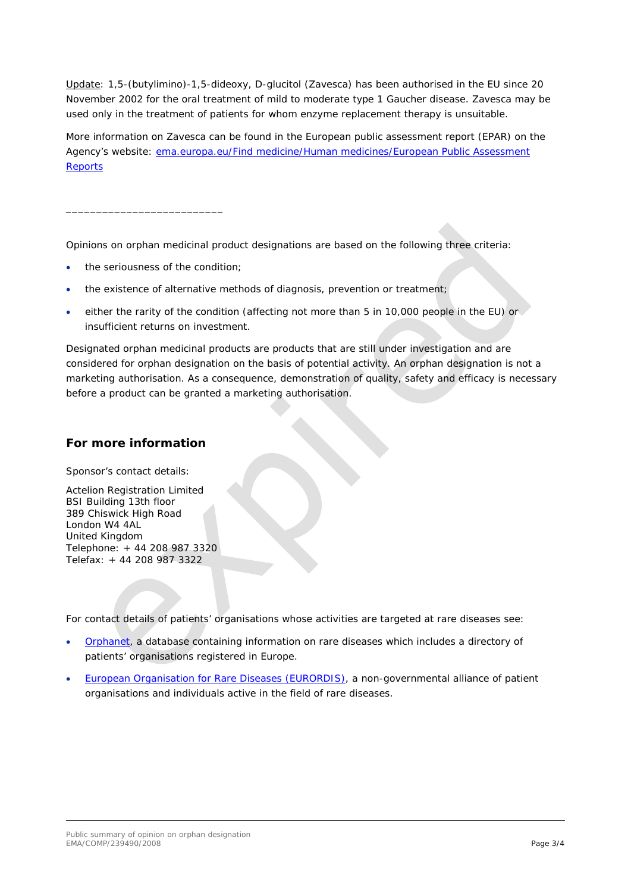Update: 1,5-(butylimino)-1,5-dideoxy, D-glucitol (Zavesca) has been authorised in the EU since 20 November 2002 for the oral treatment of mild to moderate type 1 Gaucher disease. Zavesca may be used only in the treatment of patients for whom enzyme replacement therapy is unsuitable.

More information on Zavesca can be found in the European public assessment report (EPAR) on the Agency's website: [ema.europa.eu/Find medicine/Human medicines/European Public Assessment Reports]

___________________________

Opinions on orphan medicinal product designations are based on the following three criteria:

- the seriousness of the condition;
- the existence of alternative methods of diagnosis, prevention or treatment;
- either the rarity of the condition (affecting not more than 5 in 10,000 people in the EU) or insufficient returns on investment.

Designated orphan medicinal products are products that are still under investigation and are considered for orphan designation on the basis of potential activity. An orphan designation is not a marketing authorisation. As a consequence, demonstration of quality, safety and efficacy is necessary before a product can be granted a marketing authorisation.

## For more information

Sponsor's contact details:

Actelion Registration Limited
BSI Building 13th floor
389 Chiswick High Road
London W4 4AL
United Kingdom
Telephone: + 44 208 987 3320
Telefax: + 44 208 987 3322

For contact details of patients' organisations whose activities are targeted at rare diseases see:

- Orphanet, a database containing information on rare diseases which includes a directory of patients' organisations registered in Europe.
- European Organisation for Rare Diseases (EURORDIS), a non-governmental alliance of patient organisations and individuals active in the field of rare diseases.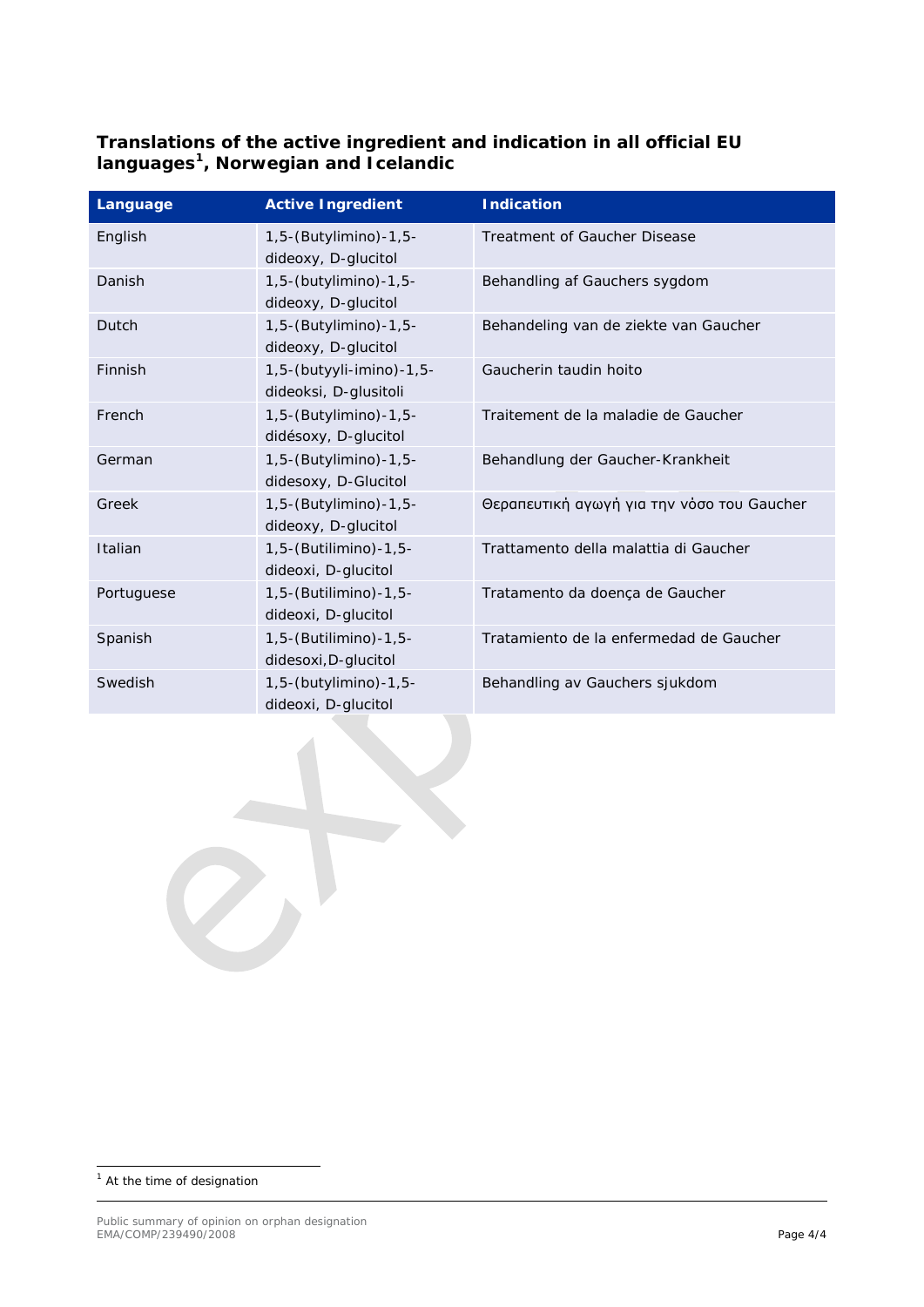## Translations of the active ingredient and indication in all official EU languages[1], Norwegian and Icelandic

| Language | Active Ingredient | Indication |
|---|---|---|
| English | 1,5-(Butylimino)-1,5-dideoxy, D-glucitol | Treatment of Gaucher Disease |
| Danish | 1,5-(butylimino)-1,5-dideoxy, D-glucitol | Behandling af Gauchers sygdom |
| Dutch | 1,5-(Butylimino)-1,5-dideoxy, D-glucitol | Behandeling van de ziekte van Gaucher |
| Finnish | 1,5-(butyyli-imino)-1,5-dideoksi, D-glusitoli | Gaucherin taudin hoito |
| French | 1,5-(Butylimino)-1,5-didésoxy, D-glucitol | Traitement de la maladie de Gaucher |
| German | 1,5-(Butylimino)-1,5-didesoxy, D-Glucitol | Behandlung der Gaucher-Krankheit |
| Greek | 1,5-(Butylimino)-1,5-dideoxy, D-glucitol | Θεραπευτική αγωγή για την νόσο του Gaucher |
| Italian | 1,5-(Butilimino)-1,5-dideoxi, D-glucitol | Trattamento della malattia di Gaucher |
| Portuguese | 1,5-(Butilimino)-1,5-dideoxi, D-glucitol | Tratamento da doença de Gaucher |
| Spanish | 1,5-(Butilimino)-1,5-didesoxi,D-glucitol | Tratamiento de la enfermedad de Gaucher |
| Swedish | 1,5-(butylimino)-1,5-dideoxi, D-glucitol | Behandling av Gauchers sjukdom |

[1] At the time of designation

Public summary of opinion on orphan designation
EMA/COMP/239490/2008